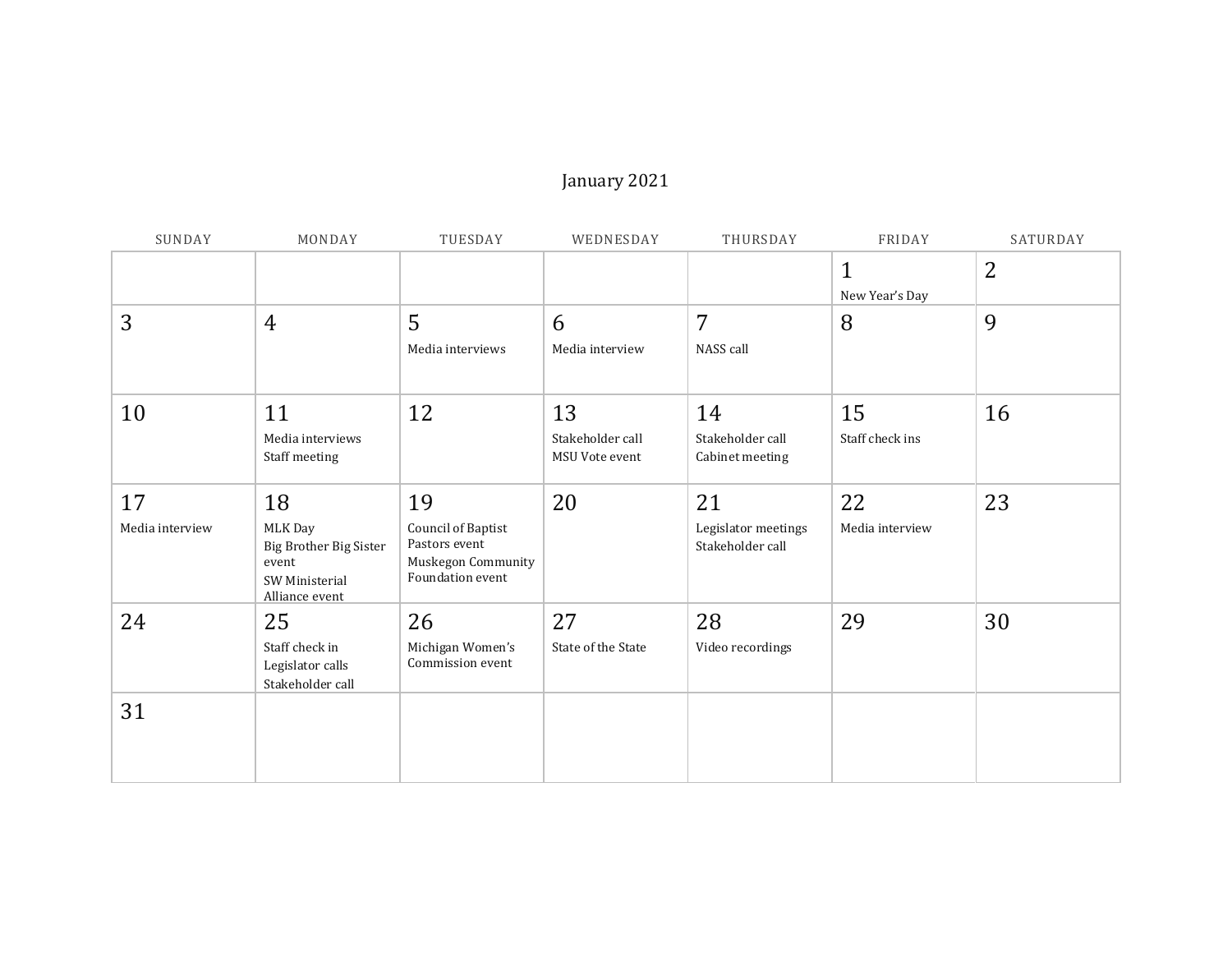# January 2021

| SUNDAY | MONDAY | TUESDAY | WEDNESDAY | THURSDAY | FRIDAY | SATURDAY |
|---|---|---|---|---|---|---|
| | | | | | 1<br>New Year's Day | 2 |
| 3 | 4 | 5<br>Media interviews | 6<br>Media interview | 7<br>NASS call | 8 | 9 |
| 10 | 11<br>Media interviews<br>Staff meeting | 12 | 13<br>Stakeholder call<br>MSU Vote event | 14<br>Stakeholder call<br>Cabinet meeting | 15<br>Staff check ins | 16 |
| 17<br>Media interview | 18<br>MLK Day<br>Big Brother Big Sister event<br>SW Ministerial Alliance event | 19<br>Council of Baptist Pastors event<br>Muskegon Community Foundation event | 20 | 21<br>Legislator meetings<br>Stakeholder call | 22<br>Media interview | 23 |
| 24 | 25<br>Staff check in<br>Legislator calls<br>Stakeholder call | 26<br>Michigan Women's Commission event | 27<br>State of the State | 28<br>Video recordings | 29 | 30 |
| 31 | | | | | | |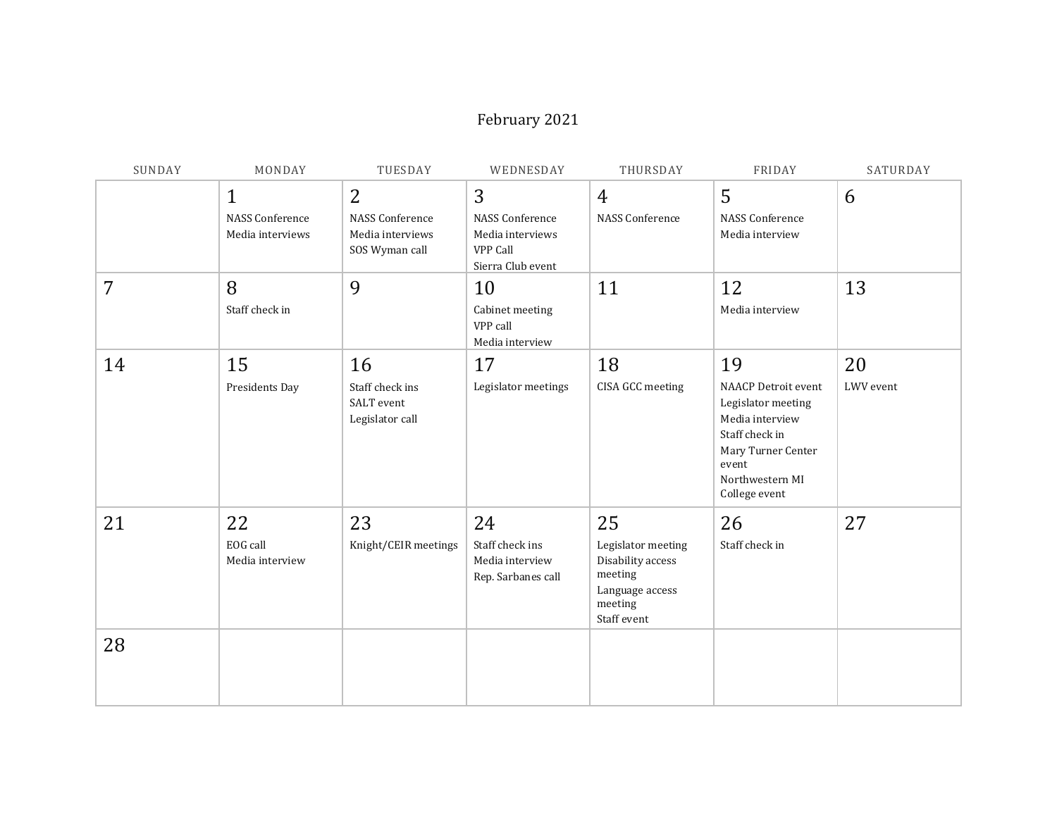# February 2021

| SUNDAY | MONDAY | TUESDAY | WEDNESDAY | THURSDAY | FRIDAY | SATURDAY |
|---|---|---|---|---|---|---|
| | 1<br>NASS Conference<br>Media interviews | 2<br>NASS Conference<br>Media interviews<br>SOS Wyman call | 3<br>NASS Conference<br>Media interviews<br>VPP Call<br>Sierra Club event | 4<br>NASS Conference | 5<br>NASS Conference<br>Media interview | 6 |
| 7 | 8<br>Staff check in | 9 | 10<br>Cabinet meeting<br>VPP call<br>Media interview | 11 | 12<br>Media interview | 13 |
| 14 | 15<br>Presidents Day | 16<br>Staff check ins<br>SALT event<br>Legislator call | 17<br>Legislator meetings | 18<br>CISA GCC meeting | 19<br>NAACP Detroit event<br>Legislator meeting<br>Media interview<br>Staff check in<br>Mary Turner Center event<br>Northwestern MI College event | 20<br>LWV event |
| 21 | 22<br>EOG call<br>Media interview | 23<br>Knight/CEIR meetings | 24<br>Staff check ins<br>Media interview<br>Rep. Sarbanes call | 25<br>Legislator meeting<br>Disability access meeting<br>Language access meeting<br>Staff event | 26<br>Staff check in | 27 |
| 28 | | | | | | |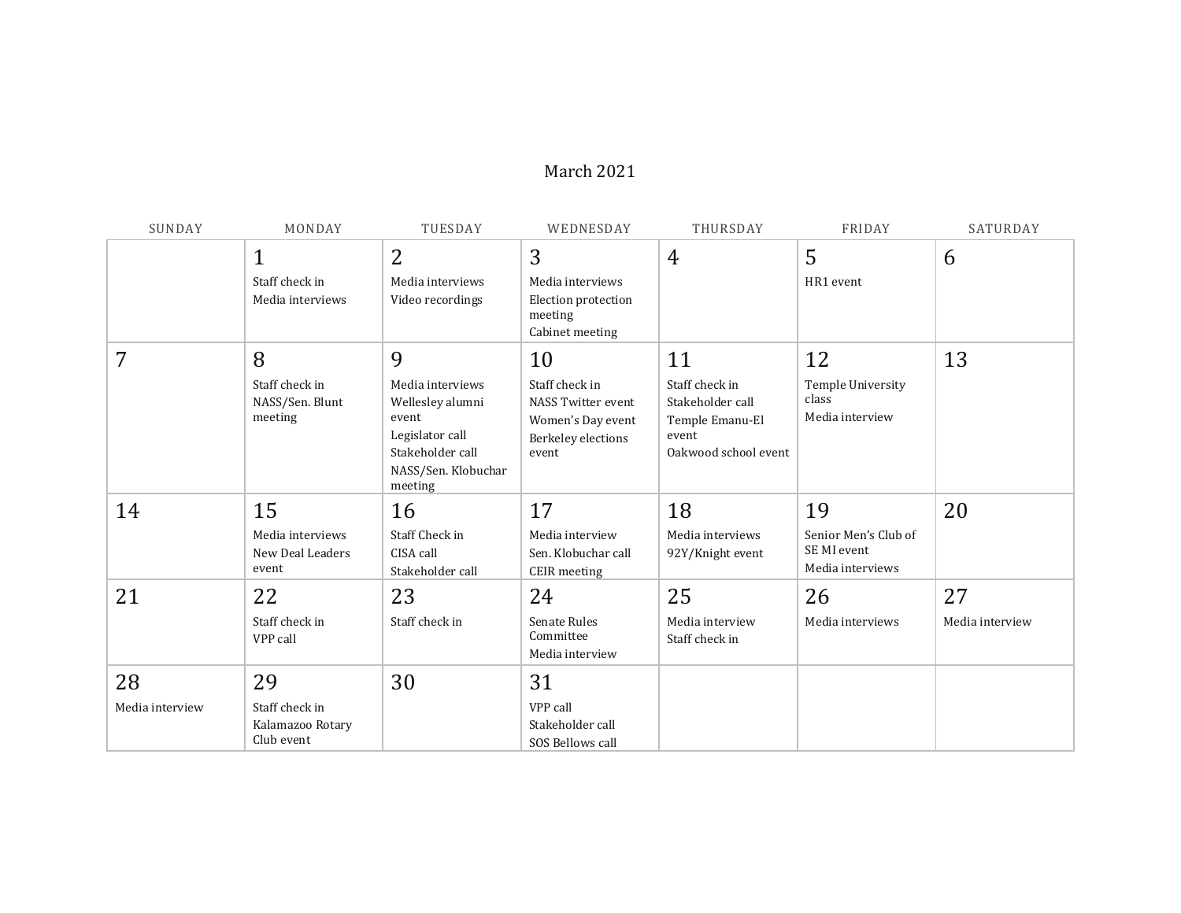## March 2021

| SUNDAY | MONDAY | TUESDAY | WEDNESDAY | THURSDAY | FRIDAY | SATURDAY |
|---|---|---|---|---|---|---|
| | 1<br>Staff check in<br>Media interviews | 2<br>Media interviews<br>Video recordings | 3<br>Media interviews<br>Election protection meeting<br>Cabinet meeting | 4 | 5<br>HR1 event | 6 |
| 7 | 8<br>Staff check in<br>NASS/Sen. Blunt meeting | 9<br>Media interviews<br>Wellesley alumni event<br>Legislator call<br>Stakeholder call<br>NASS/Sen. Klobuchar meeting | 10<br>Staff check in<br>NASS Twitter event<br>Women's Day event<br>Berkeley elections event | 11<br>Staff check in<br>Stakeholder call<br>Temple Emanu-El event<br>Oakwood school event | 12<br>Temple University class<br>Media interview | 13 |
| 14 | 15<br>Media interviews<br>New Deal Leaders event | 16<br>Staff Check in<br>CISA call<br>Stakeholder call | 17<br>Media interview<br>Sen. Klobuchar call<br>CEIR meeting | 18<br>Media interviews<br>92Y/Knight event | 19<br>Senior Men's Club of SE MI event<br>Media interviews | 20 |
| 21 | 22<br>Staff check in<br>VPP call | 23<br>Staff check in | 24<br>Senate Rules Committee<br>Media interview | 25<br>Media interview<br>Staff check in | 26<br>Media interviews | 27<br>Media interview |
| 28<br>Media interview | 29<br>Staff check in<br>Kalamazoo Rotary Club event | 30 | 31<br>VPP call<br>Stakeholder call<br>SOS Bellows call | | | |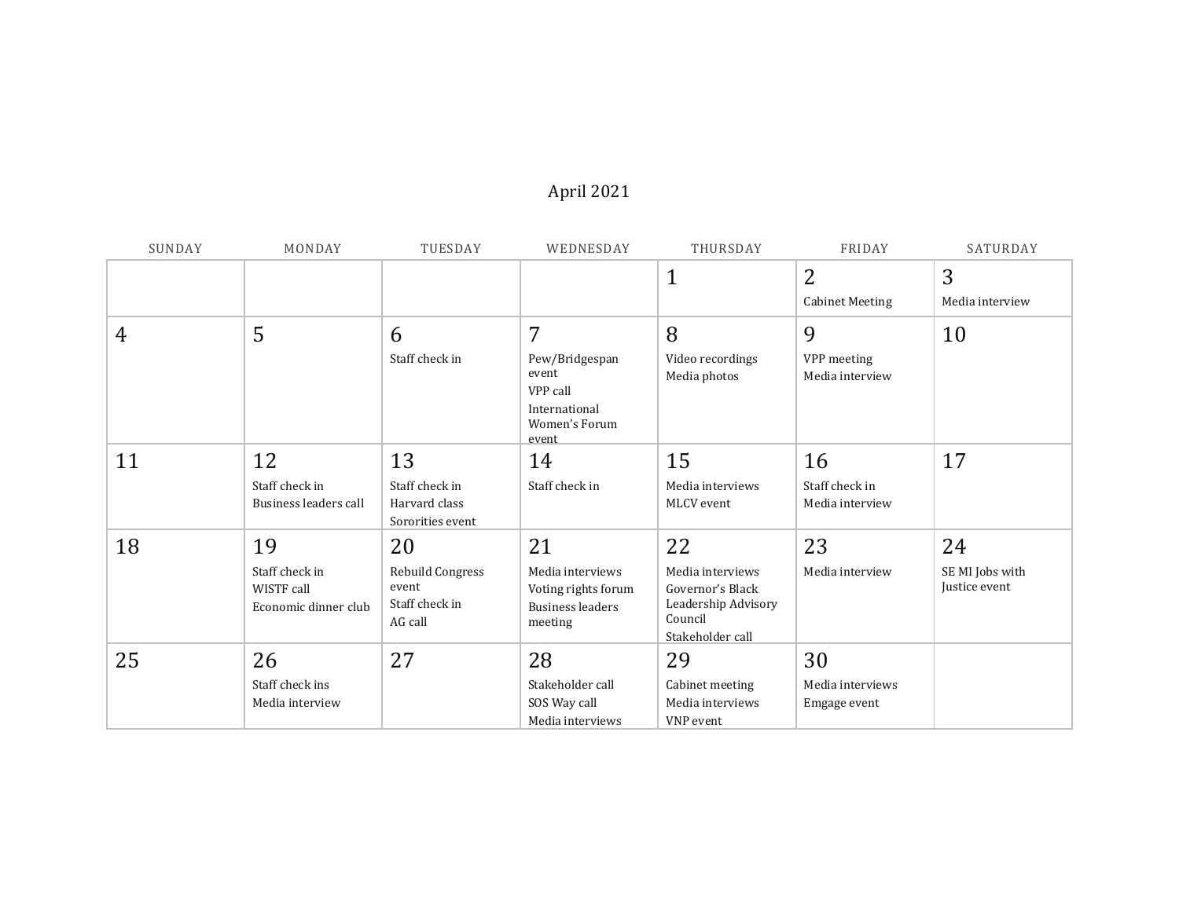# April 2021

| SUNDAY | MONDAY | TUESDAY | WEDNESDAY | THURSDAY | FRIDAY | SATURDAY |
| --- | --- | --- | --- | --- | --- | --- |
| | | | | 1 | 2<br>Cabinet Meeting | 3<br>Media interview |
| 4 | 5 | 6<br>Staff check in | 7<br>Pew/Bridgespan event<br>VPP call<br>International Women's Forum event | 8<br>Video recordings<br>Media photos | 9<br>VPP meeting<br>Media interview | 10 |
| 11 | 12<br>Staff check in<br>Business leaders call | 13<br>Staff check in<br>Harvard class<br>Sororities event | 14<br>Staff check in | 15<br>Media interviews<br>MLCV event | 16<br>Staff check in<br>Media interview | 17 |
| 18 | 19<br>Staff check in<br>WISTF call<br>Economic dinner club | 20<br>Rebuild Congress event<br>Staff check in<br>AG call | 21<br>Media interviews<br>Voting rights forum<br>Business leaders meeting | 22<br>Media interviews<br>Governor's Black Leadership Advisory Council<br>Stakeholder call | 23<br>Media interview | 24<br>SE MI Jobs with Justice event |
| 25 | 26<br>Staff check ins<br>Media interview | 27 | 28<br>Stakeholder call<br>SOS Way call<br>Media interviews | 29<br>Cabinet meeting<br>Media interviews<br>VNP event | 30<br>Media interviews<br>Emgage event | |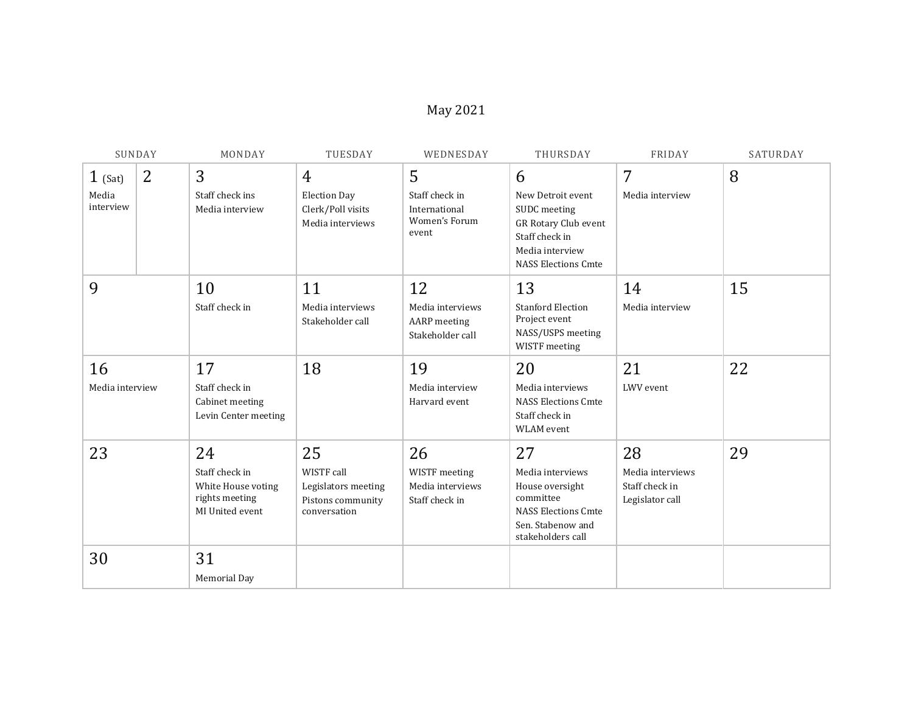# May 2021

| SUNDAY | MONDAY | TUESDAY | WEDNESDAY | THURSDAY | FRIDAY | SATURDAY |
|---|---|---|---|---|---|---|
| 1 (Sat)<br>Media interview<br><br>2 | 3<br>Staff check ins<br>Media interview | 4<br>Election Day<br>Clerk/Poll visits<br>Media interviews | 5<br>Staff check in<br>International Women's Forum event | 6<br>New Detroit event<br>SUDC meeting<br>GR Rotary Club event<br>Staff check in<br>Media interview<br>NASS Elections Cmte | 7<br>Media interview | 8 |
| 9 | 10<br>Staff check in | 11<br>Media interviews<br>Stakeholder call | 12<br>Media interviews<br>AARP meeting<br>Stakeholder call | 13<br>Stanford Election Project event<br>NASS/USPS meeting<br>WISTF meeting | 14<br>Media interview | 15 |
| 16<br>Media interview | 17<br>Staff check in<br>Cabinet meeting<br>Levin Center meeting | 18 | 19<br>Media interview<br>Harvard event | 20<br>Media interviews<br>NASS Elections Cmte<br>Staff check in<br>WLAM event | 21<br>LWV event | 22 |
| 23 | 24<br>Staff check in<br>White House voting rights meeting<br>MI United event | 25<br>WISTF call<br>Legislators meeting<br>Pistons community conversation | 26<br>WISTF meeting<br>Media interviews<br>Staff check in | 27<br>Media interviews<br>House oversight committee<br>NASS Elections Cmte<br>Sen. Stabenow and stakeholders call | 28<br>Media interviews<br>Staff check in<br>Legislator call | 29 |
| 30 | 31<br>Memorial Day | | | | | |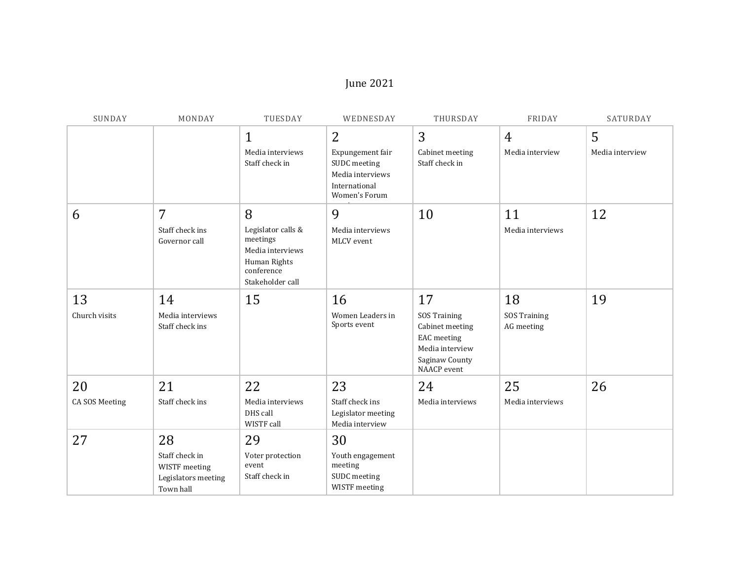# June 2021

| SUNDAY | MONDAY | TUESDAY | WEDNESDAY | THURSDAY | FRIDAY | SATURDAY |
|---|---|---|---|---|---|---|
| | | 1<br>Media interviews<br>Staff check in | 2<br>Expungement fair<br>SUDC meeting<br>Media interviews<br>International Women's Forum | 3<br>Cabinet meeting<br>Staff check in | 4<br>Media interview | 5<br>Media interview |
| 6 | 7<br>Staff check ins<br>Governor call | 8<br>Legislator calls & meetings<br>Media interviews<br>Human Rights conference<br>Stakeholder call | 9<br>Media interviews<br>MLCV event | 10 | 11<br>Media interviews | 12 |
| 13<br>Church visits | 14<br>Media interviews<br>Staff check ins | 15 | 16<br>Women Leaders in Sports event | 17<br>SOS Training<br>Cabinet meeting<br>EAC meeting<br>Media interview<br>Saginaw County NAACP event | 18<br>SOS Training<br>AG meeting | 19 |
| 20<br>CA SOS Meeting | 21<br>Staff check ins | 22<br>Media interviews<br>DHS call<br>WISTF call | 23<br>Staff check ins<br>Legislator meeting<br>Media interview | 24<br>Media interviews | 25<br>Media interviews | 26 |
| 27 | 28<br>Staff check in<br>WISTF meeting<br>Legislators meeting<br>Town hall | 29<br>Voter protection event<br>Staff check in | 30<br>Youth engagement meeting<br>SUDC meeting<br>WISTF meeting | | | |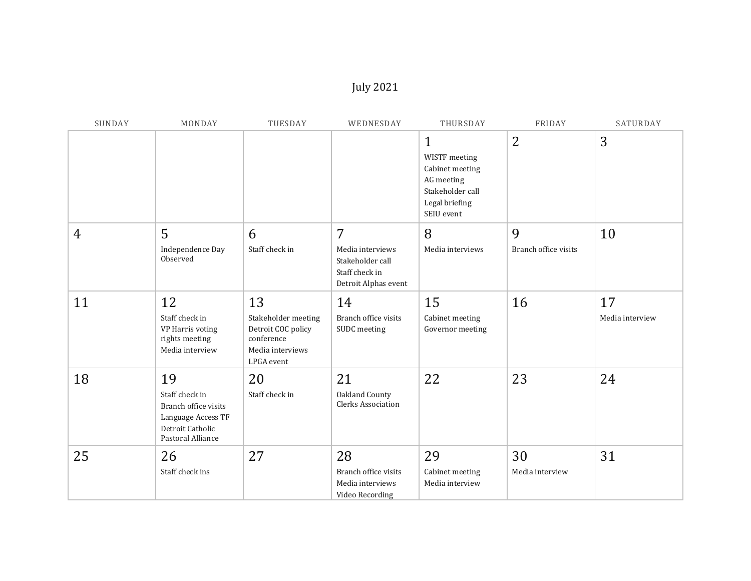# July 2021

| SUNDAY | MONDAY | TUESDAY | WEDNESDAY | THURSDAY | FRIDAY | SATURDAY |
|---|---|---|---|---|---|---|
| | | | | 1<br>WISTF meeting<br>Cabinet meeting<br>AG meeting<br>Stakeholder call<br>Legal briefing<br>SEIU event | 2 | 3 |
| 4 | 5<br>Independence Day Observed | 6<br>Staff check in | 7<br>Media interviews<br>Stakeholder call<br>Staff check in<br>Detroit Alphas event | 8<br>Media interviews | 9<br>Branch office visits | 10 |
| 11 | 12<br>Staff check in<br>VP Harris voting rights meeting<br>Media interview | 13<br>Stakeholder meeting<br>Detroit COC policy conference<br>Media interviews<br>LPGA event | 14<br>Branch office visits<br>SUDC meeting | 15<br>Cabinet meeting<br>Governor meeting | 16 | 17<br>Media interview |
| 18 | 19<br>Staff check in<br>Branch office visits<br>Language Access TF<br>Detroit Catholic Pastoral Alliance | 20<br>Staff check in | 21<br>Oakland County Clerks Association | 22 | 23 | 24 |
| 25 | 26<br>Staff check ins | 27 | 28<br>Branch office visits<br>Media interviews<br>Video Recording | 29<br>Cabinet meeting<br>Media interview | 30<br>Media interview | 31 |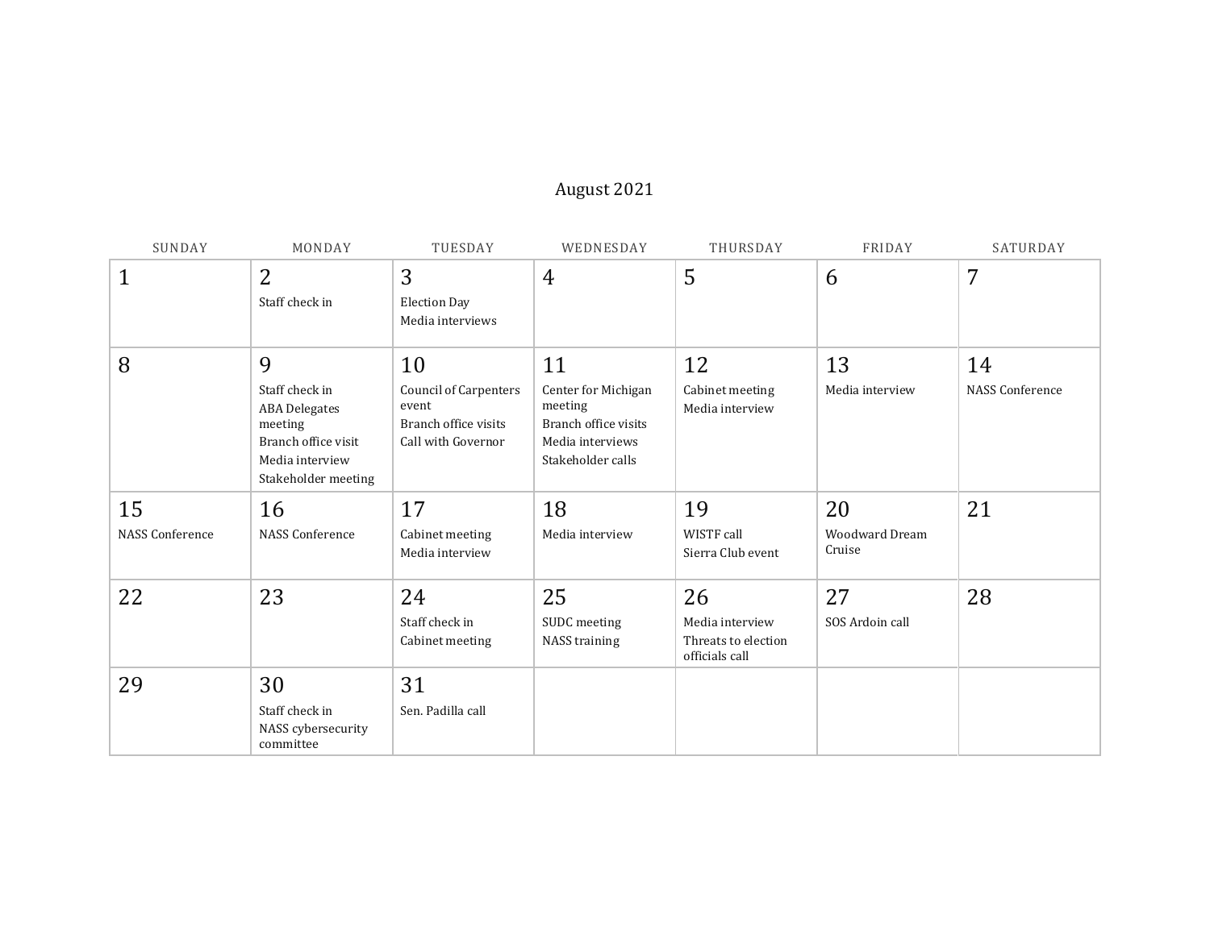# August 2021

| SUNDAY | MONDAY | TUESDAY | WEDNESDAY | THURSDAY | FRIDAY | SATURDAY |
|---|---|---|---|---|---|---|
| 1 | 2<br>Staff check in | 3<br>Election Day<br>Media interviews | 4 | 5 | 6 | 7 |
| 8 | 9<br>Staff check in<br>ABA Delegates meeting<br>Branch office visit<br>Media interview<br>Stakeholder meeting | 10<br>Council of Carpenters event<br>Branch office visits<br>Call with Governor | 11<br>Center for Michigan meeting<br>Branch office visits<br>Media interviews<br>Stakeholder calls | 12<br>Cabinet meeting<br>Media interview | 13<br>Media interview | 14<br>NASS Conference |
| 15<br>NASS Conference | 16<br>NASS Conference | 17<br>Cabinet meeting<br>Media interview | 18<br>Media interview | 19<br>WISTF call<br>Sierra Club event | 20<br>Woodward Dream Cruise | 21 |
| 22 | 23 | 24<br>Staff check in<br>Cabinet meeting | 25<br>SUDC meeting<br>NASS training | 26<br>Media interview<br>Threats to election officials call | 27<br>SOS Ardoin call | 28 |
| 29 | 30<br>Staff check in<br>NASS cybersecurity committee | 31<br>Sen. Padilla call | | | | |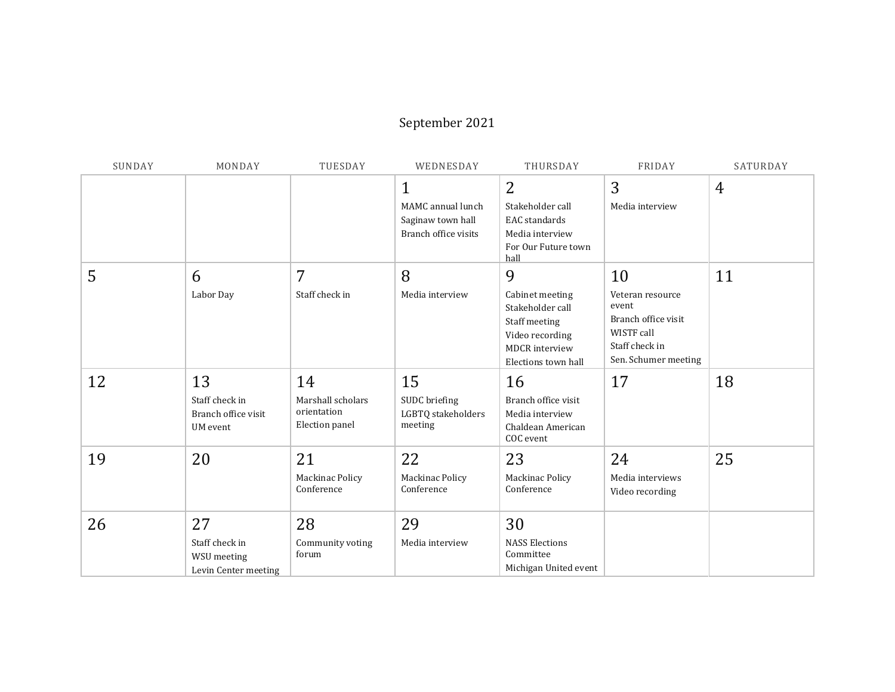September 2021

| SUNDAY | MONDAY | TUESDAY | WEDNESDAY | THURSDAY | FRIDAY | SATURDAY |
|---|---|---|---|---|---|---|
| | | | 1<br>MAMC annual lunch<br>Saginaw town hall<br>Branch office visits | 2<br>Stakeholder call<br>EAC standards<br>Media interview<br>For Our Future town hall | 3<br>Media interview | 4 |
| 5 | 6<br>Labor Day | 7<br>Staff check in | 8<br>Media interview | 9<br>Cabinet meeting<br>Stakeholder call<br>Staff meeting<br>Video recording<br>MDCR interview<br>Elections town hall | 10<br>Veteran resource event<br>Branch office visit<br>WISTF call<br>Staff check in<br>Sen. Schumer meeting | 11 |
| 12 | 13<br>Staff check in<br>Branch office visit<br>UM event | 14<br>Marshall scholars orientation<br>Election panel | 15<br>SUDC briefing<br>LGBTQ stakeholders meeting | 16<br>Branch office visit<br>Media interview<br>Chaldean American COC event | 17 | 18 |
| 19 | 20 | 21<br>Mackinac Policy Conference | 22<br>Mackinac Policy Conference | 23<br>Mackinac Policy Conference | 24<br>Media interviews<br>Video recording | 25 |
| 26 | 27<br>Staff check in<br>WSU meeting<br>Levin Center meeting | 28<br>Community voting forum | 29<br>Media interview | 30<br>NASS Elections Committee<br>Michigan United event | | |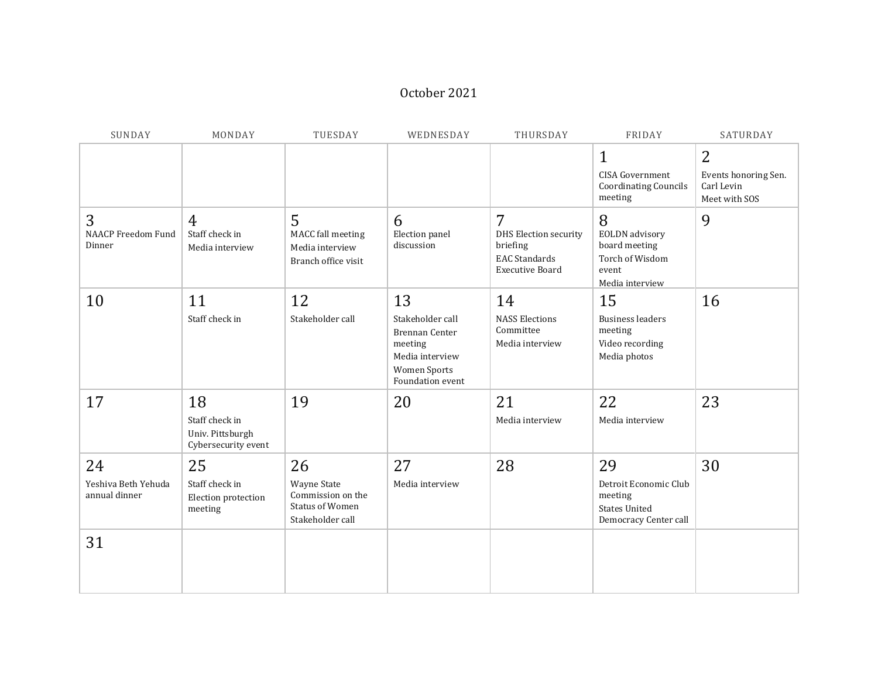# October 2021

| SUNDAY | MONDAY | TUESDAY | WEDNESDAY | THURSDAY | FRIDAY | SATURDAY |
|---|---|---|---|---|---|---|
| | | | | | 1<br>CISA Government Coordinating Councils meeting | 2<br>Events honoring Sen. Carl Levin<br>Meet with SOS |
| 3<br>NAACP Freedom Fund Dinner | 4<br>Staff check in<br>Media interview | 5<br>MACC fall meeting<br>Media interview<br>Branch office visit | 6<br>Election panel discussion | 7<br>DHS Election security briefing<br>EAC Standards Executive Board | 8<br>EOLDN advisory board meeting<br>Torch of Wisdom event<br>Media interview | 9 |
| 10 | 11<br>Staff check in | 12<br>Stakeholder call | 13<br>Stakeholder call<br>Brennan Center meeting<br>Media interview<br>Women Sports Foundation event | 14<br>NASS Elections Committee<br>Media interview | 15<br>Business leaders meeting<br>Video recording<br>Media photos | 16 |
| 17 | 18<br>Staff check in<br>Univ. Pittsburgh Cybersecurity event | 19 | 20 | 21<br>Media interview | 22<br>Media interview | 23 |
| 24<br>Yeshiva Beth Yehuda annual dinner | 25<br>Staff check in<br>Election protection meeting | 26<br>Wayne State Commission on the Status of Women<br>Stakeholder call | 27<br>Media interview | 28 | 29<br>Detroit Economic Club meeting<br>States United Democracy Center call | 30 |
| 31 | | | | | | |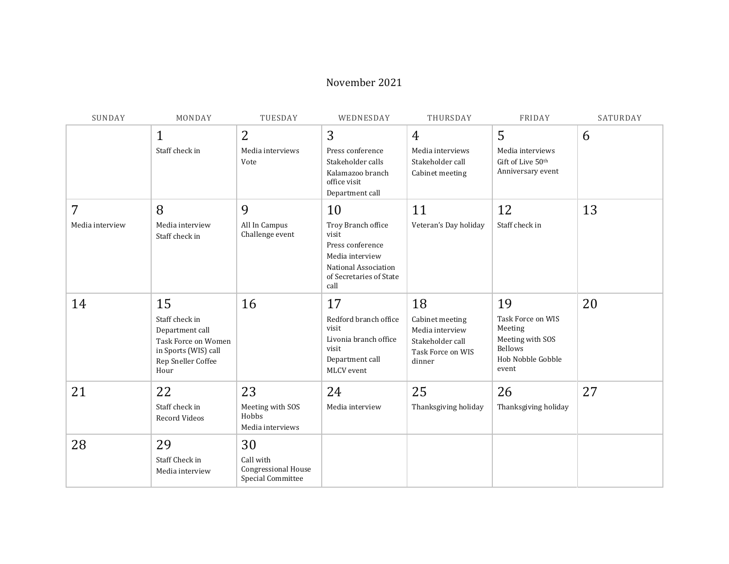# November 2021

| SUNDAY | MONDAY | TUESDAY | WEDNESDAY | THURSDAY | FRIDAY | SATURDAY |
|---|---|---|---|---|---|---|
| | 1<br>Staff check in | 2<br>Media interviews<br>Vote | 3<br>Press conference<br>Stakeholder calls<br>Kalamazoo branch office visit<br>Department call | 4<br>Media interviews<br>Stakeholder call<br>Cabinet meeting | 5<br>Media interviews<br>Gift of Live 50th Anniversary event | 6 |
| 7<br>Media interview | 8<br>Media interview<br>Staff check in | 9<br>All In Campus Challenge event | 10<br>Troy Branch office visit<br>Press conference<br>Media interview<br>National Association of Secretaries of State call | 11<br>Veteran's Day holiday | 12<br>Staff check in | 13 |
| 14 | 15<br>Staff check in<br>Department call<br>Task Force on Women in Sports (WIS) call<br>Rep Sneller Coffee Hour | 16 | 17<br>Redford branch office visit<br>Livonia branch office visit<br>Department call<br>MLCV event | 18<br>Cabinet meeting<br>Media interview<br>Stakeholder call<br>Task Force on WIS dinner | 19<br>Task Force on WIS Meeting<br>Meeting with SOS Bellows<br>Hob Nobble Gobble event | 20 |
| 21 | 22<br>Staff check in<br>Record Videos | 23<br>Meeting with SOS Hobbs<br>Media interviews | 24<br>Media interview | 25<br>Thanksgiving holiday | 26<br>Thanksgiving holiday | 27 |
| 28 | 29<br>Staff Check in<br>Media interview | 30<br>Call with Congressional House Special Committee | | | | |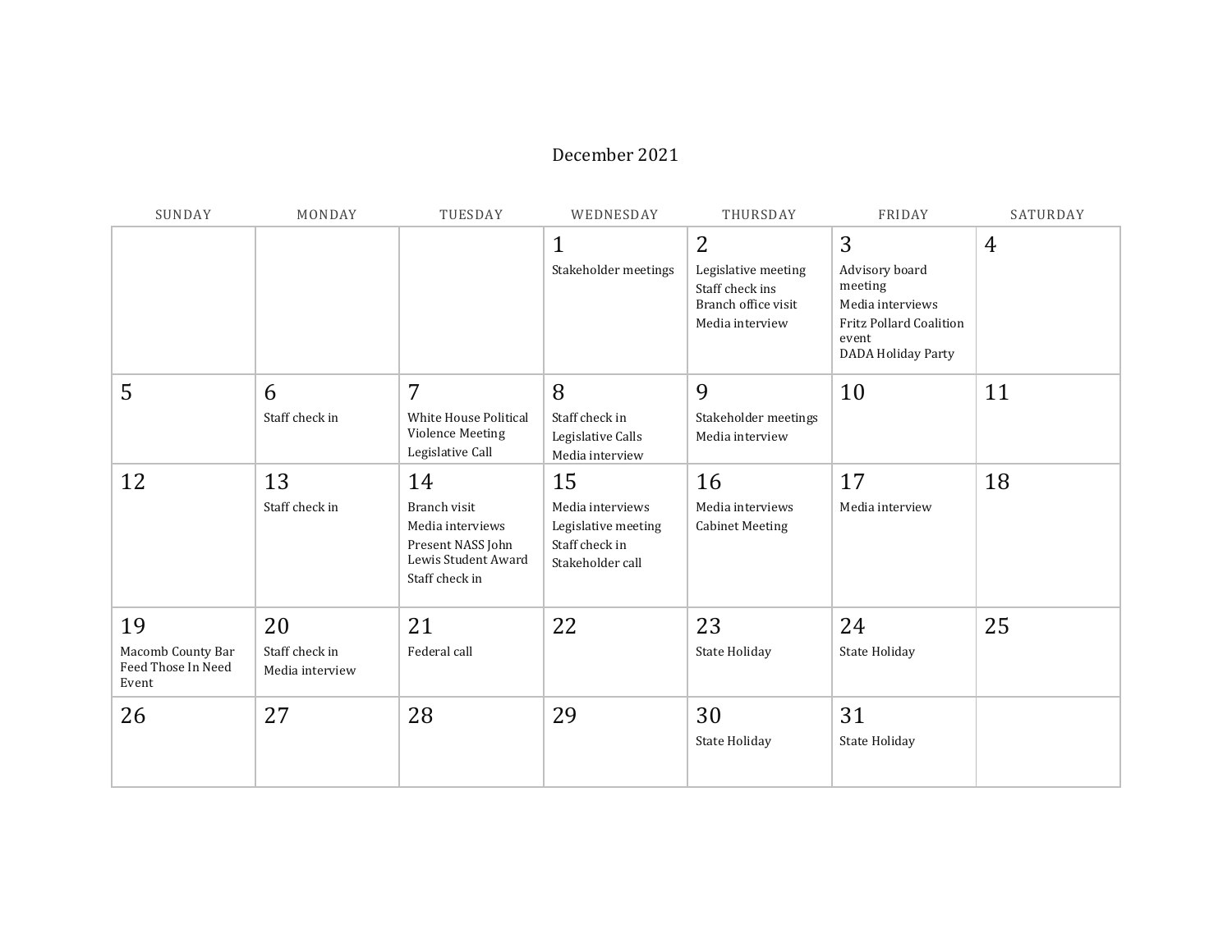# December 2021

| SUNDAY | MONDAY | TUESDAY | WEDNESDAY | THURSDAY | FRIDAY | SATURDAY |
|---|---|---|---|---|---|---|
| | | | 1<br>Stakeholder meetings | 2<br>Legislative meeting<br>Staff check ins<br>Branch office visit<br>Media interview | 3<br>Advisory board meeting<br>Media interviews<br>Fritz Pollard Coalition event<br>DADA Holiday Party | 4 |
| 5 | 6<br>Staff check in | 7<br>White House Political Violence Meeting<br>Legislative Call | 8<br>Staff check in<br>Legislative Calls<br>Media interview | 9<br>Stakeholder meetings<br>Media interview | 10 | 11 |
| 12 | 13<br>Staff check in | 14<br>Branch visit<br>Media interviews<br>Present NASS John Lewis Student Award<br>Staff check in | 15<br>Media interviews<br>Legislative meeting<br>Staff check in<br>Stakeholder call | 16<br>Media interviews<br>Cabinet Meeting | 17<br>Media interview | 18 |
| 19<br>Macomb County Bar Feed Those In Need Event | 20<br>Staff check in<br>Media interview | 21<br>Federal call | 22 | 23<br>State Holiday | 24<br>State Holiday | 25 |
| 26 | 27 | 28 | 29 | 30<br>State Holiday | 31<br>State Holiday | |